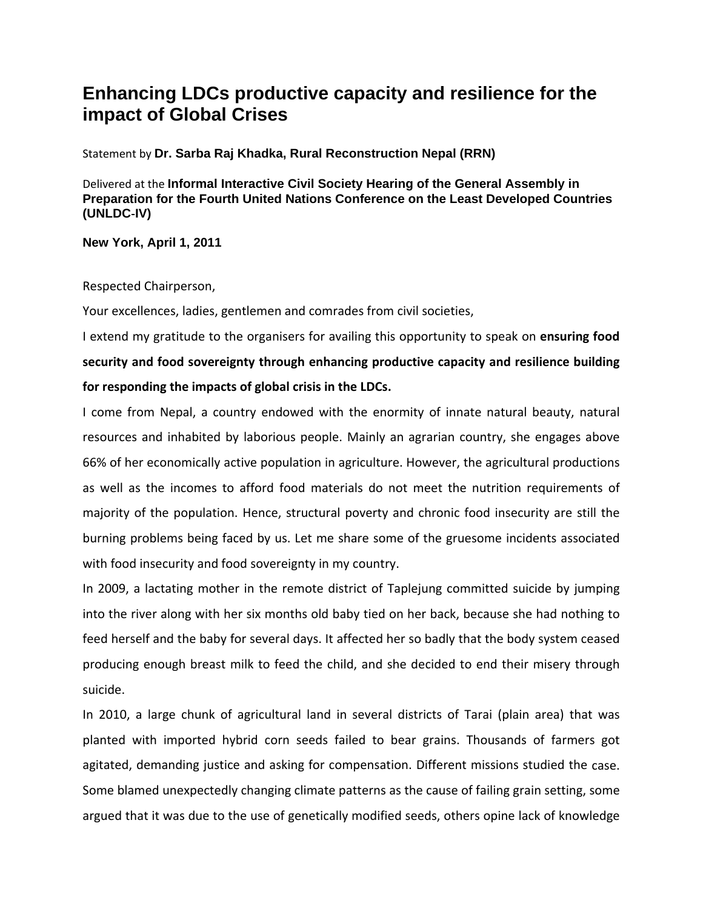# Enhancing LDCs productive capacity and resilience for the impact of Global Crises

Statement by **Dr. Sarba Raj Khadka, Rural Reconstruction Nepal (RRN)**

Delivered at the **Informal Interactive Civil Society Hearing of the General Assembly in Preparation for the Fourth United Nations Conference on the Least Developed Countries (UNLDC-IV)**

**New York, April 1, 2011**

Respected Chairperson,

Your excellences, ladies, gentlemen and comrades from civil societies,

I extend my gratitude to the organisers for availing this opportunity to speak on **ensuring food security and food sovereignty through enhancing productive capacity and resilience building for responding the impacts of global crisis in the LDCs.**

I come from Nepal, a country endowed with the enormity of innate natural beauty, natural resources and inhabited by laborious people. Mainly an agrarian country, she engages above 66% of her economically active population in agriculture. However, the agricultural productions as well as the incomes to afford food materials do not meet the nutrition requirements of majority of the population. Hence, structural poverty and chronic food insecurity are still the burning problems being faced by us. Let me share some of the gruesome incidents associated with food insecurity and food sovereignty in my country.

In 2009, a lactating mother in the remote district of Taplejung committed suicide by jumping into the river along with her six months old baby tied on her back, because she had nothing to feed herself and the baby for several days. It affected her so badly that the body system ceased producing enough breast milk to feed the child, and she decided to end their misery through suicide.

In 2010, a large chunk of agricultural land in several districts of Tarai (plain area) that was planted with imported hybrid corn seeds failed to bear grains. Thousands of farmers got agitated, demanding justice and asking for compensation. Different missions studied the case. Some blamed unexpectedly changing climate patterns as the cause of failing grain setting, some argued that it was due to the use of genetically modified seeds, others opine lack of knowledge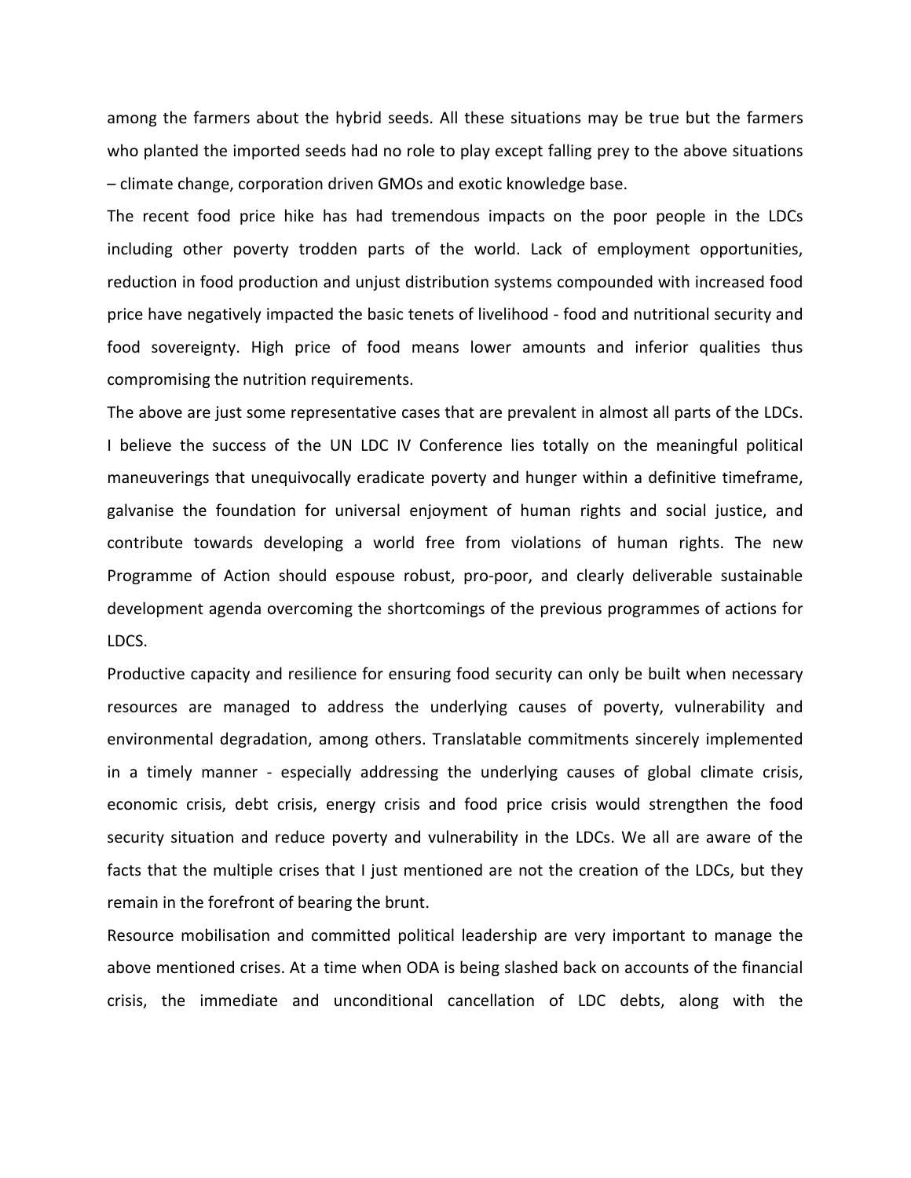among the farmers about the hybrid seeds. All these situations may be true but the farmers who planted the imported seeds had no role to play except falling prey to the above situations – climate change, corporation driven GMOs and exotic knowledge base.

The recent food price hike has had tremendous impacts on the poor people in the LDCs including other poverty trodden parts of the world. Lack of employment opportunities, reduction in food production and unjust distribution systems compounded with increased food price have negatively impacted the basic tenets of livelihood - food and nutritional security and food sovereignty. High price of food means lower amounts and inferior qualities thus compromising the nutrition requirements.

The above are just some representative cases that are prevalent in almost all parts of the LDCs. I believe the success of the UN LDC IV Conference lies totally on the meaningful political maneuverings that unequivocally eradicate poverty and hunger within a definitive timeframe, galvanise the foundation for universal enjoyment of human rights and social justice, and contribute towards developing a world free from violations of human rights. The new Programme of Action should espouse robust, pro-poor, and clearly deliverable sustainable development agenda overcoming the shortcomings of the previous programmes of actions for LDCS.

Productive capacity and resilience for ensuring food security can only be built when necessary resources are managed to address the underlying causes of poverty, vulnerability and environmental degradation, among others. Translatable commitments sincerely implemented in a timely manner - especially addressing the underlying causes of global climate crisis, economic crisis, debt crisis, energy crisis and food price crisis would strengthen the food security situation and reduce poverty and vulnerability in the LDCs. We all are aware of the facts that the multiple crises that I just mentioned are not the creation of the LDCs, but they remain in the forefront of bearing the brunt.

Resource mobilisation and committed political leadership are very important to manage the above mentioned crises. At a time when ODA is being slashed back on accounts of the financial crisis, the immediate and unconditional cancellation of LDC debts, along with the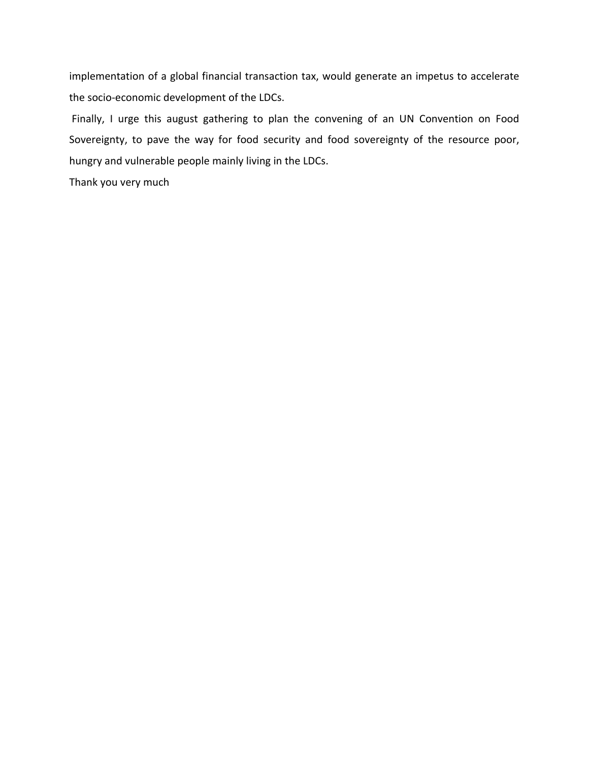implementation of a global financial transaction tax, would generate an impetus to accelerate the socio-economic development of the LDCs.

Finally, I urge this august gathering to plan the convening of an UN Convention on Food Sovereignty, to pave the way for food security and food sovereignty of the resource poor, hungry and vulnerable people mainly living in the LDCs.

Thank you very much